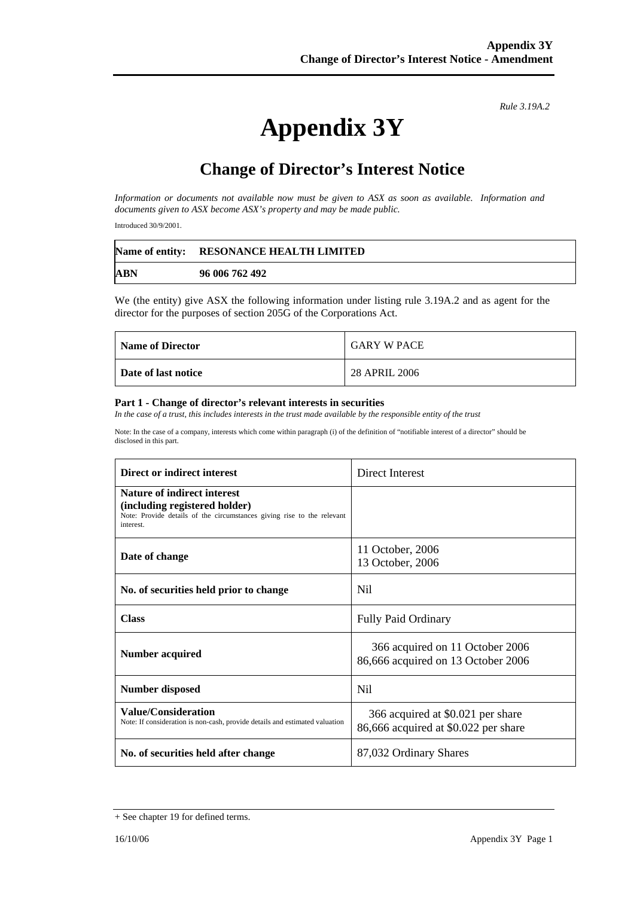*Rule 3.19A.2*

# Appendix 3Y

## Change of Director's Interest Notice

*Information or documents not available now must be given to ASX as soon as available. Information and documents given to ASX become ASX's property and may be made public.*

Introduced 30/9/2001.

| **Name of entity:** | **RESONANCE HEALTH LIMITED** |
|---|---|
| **ABN** | **96 006 762 492** |

We (the entity) give ASX the following information under listing rule 3.19A.2 and as agent for the director for the purposes of section 205G of the Corporations Act.

| **Name of Director** | GARY W PACE |
|---|---|
| **Date of last notice** | 28 APRIL 2006 |

#### Part 1 - Change of director's relevant interests in securities

*In the case of a trust, this includes interests in the trust made available by the responsible entity of the trust*

Note: In the case of a company, interests which come within paragraph (i) of the definition of "notifiable interest of a director" should be disclosed in this part.

| **Direct or indirect interest** | Direct Interest |
|---|---|
| **Nature of indirect interest (including registered holder)** Note: Provide details of the circumstances giving rise to the relevant interest. | |
| **Date of change** | 11 October, 2006<br>13 October, 2006 |
| **No. of securities held prior to change** | Nil |
| **Class** | Fully Paid Ordinary |
| **Number acquired** | 366 acquired on 11 October 2006<br>86,666 acquired on 13 October 2006 |
| **Number disposed** | Nil |
| **Value/Consideration** Note: If consideration is non-cash, provide details and estimated valuation | 366 acquired at $0.021 per share<br>86,666 acquired at $0.022 per share |
| **No. of securities held after change** | 87,032 Ordinary Shares |

+ See chapter 19 for defined terms.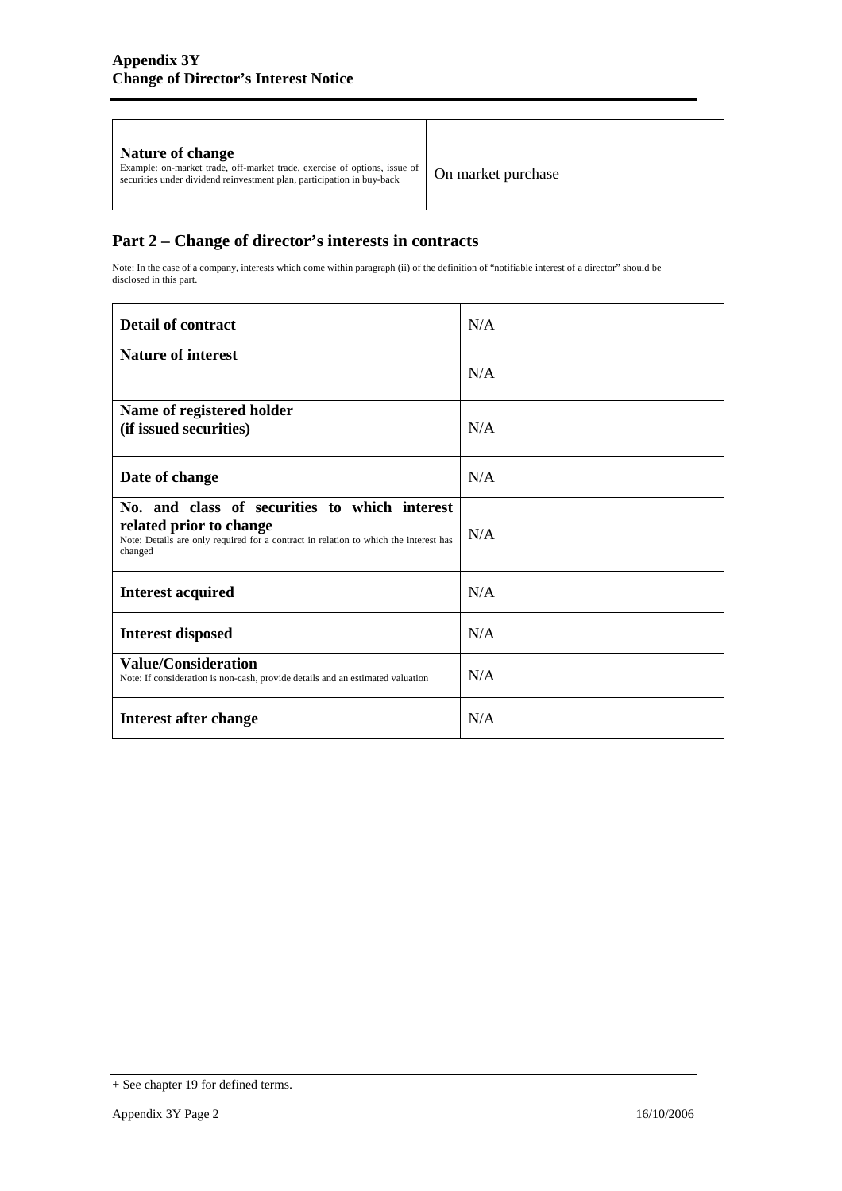| **Nature of change**<br>Example: on-market trade, off-market trade, exercise of options, issue of securities under dividend reinvestment plan, participation in buy-back | On market purchase |
|---|---|

## Part 2 – Change of director's interests in contracts

Note: In the case of a company, interests which come within paragraph (ii) of the definition of "notifiable interest of a director" should be disclosed in this part.

| **Detail of contract** | N/A |
|---|---|
| **Nature of interest** | N/A |
| **Name of registered holder (if issued securities)** | N/A |
| **Date of change** | N/A |
| **No. and class of securities to which interest related prior to change**<br>Note: Details are only required for a contract in relation to which the interest has changed | N/A |
| **Interest acquired** | N/A |
| **Interest disposed** | N/A |
| **Value/Consideration**<br>Note: If consideration is non-cash, provide details and an estimated valuation | N/A |
| **Interest after change** | N/A |

+ See chapter 19 for defined terms.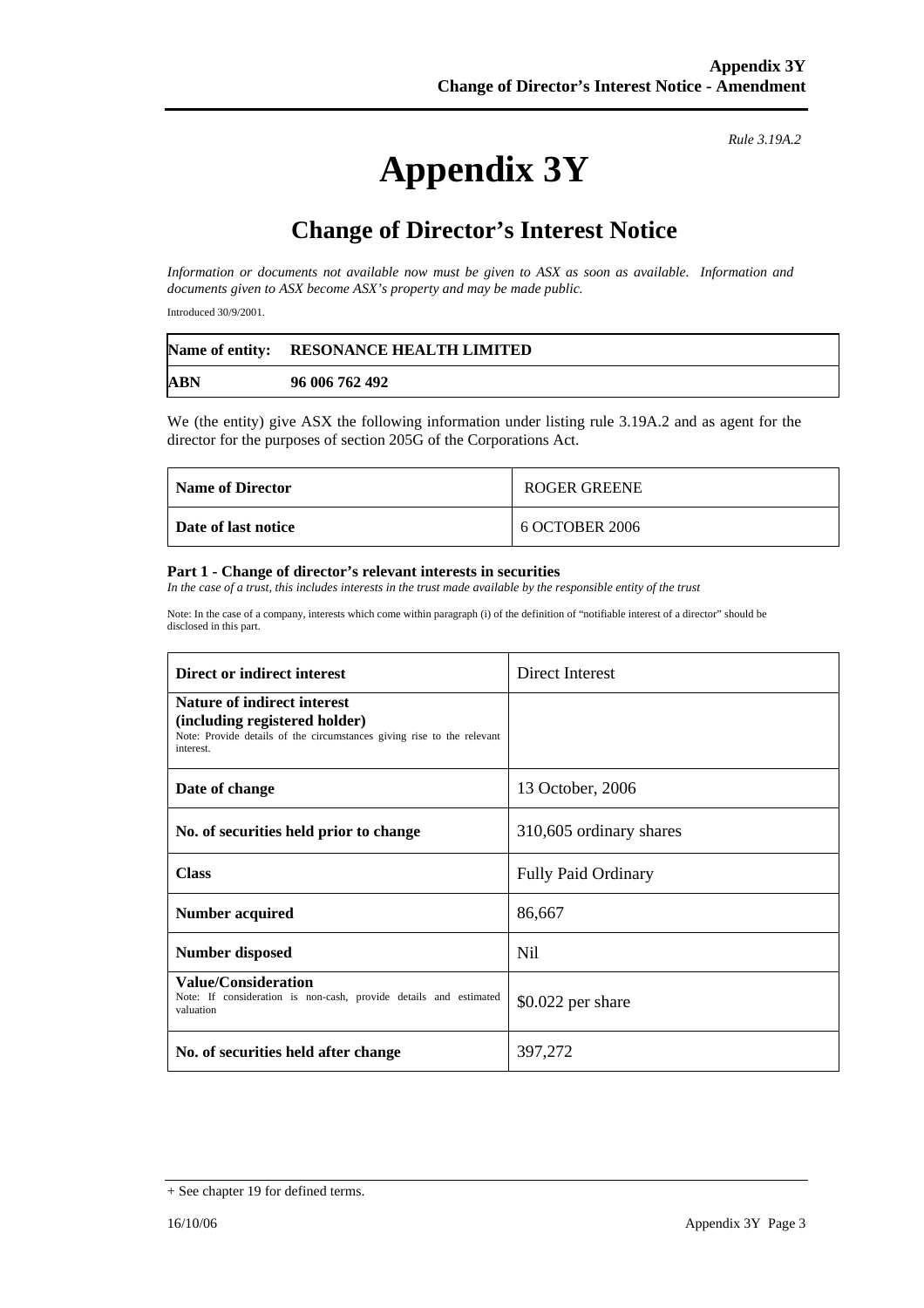*Rule 3.19A.2*

# Appendix 3Y

## Change of Director's Interest Notice

*Information or documents not available now must be given to ASX as soon as available. Information and documents given to ASX become ASX's property and may be made public.*

Introduced 30/9/2001.

| Name of entity: | RESONANCE HEALTH LIMITED |
|---|---|
| ABN | 96 006 762 492 |

We (the entity) give ASX the following information under listing rule 3.19A.2 and as agent for the director for the purposes of section 205G of the Corporations Act.

| Name of Director | ROGER GREENE |
|---|---|
| Date of last notice | 6 OCTOBER 2006 |

**Part 1 - Change of director's relevant interests in securities**

*In the case of a trust, this includes interests in the trust made available by the responsible entity of the trust*

Note: In the case of a company, interests which come within paragraph (i) of the definition of "notifiable interest of a director" should be disclosed in this part.

| Direct or indirect interest | Direct Interest |
|---|---|
| **Nature of indirect interest (including registered holder)** Note: Provide details of the circumstances giving rise to the relevant interest. | |
| **Date of change** | 13 October, 2006 |
| **No. of securities held prior to change** | 310,605 ordinary shares |
| **Class** | Fully Paid Ordinary |
| **Number acquired** | 86,667 |
| **Number disposed** | Nil |
| **Value/Consideration** Note: If consideration is non-cash, provide details and estimated valuation | $0.022 per share |
| **No. of securities held after change** | 397,272 |

+ See chapter 19 for defined terms.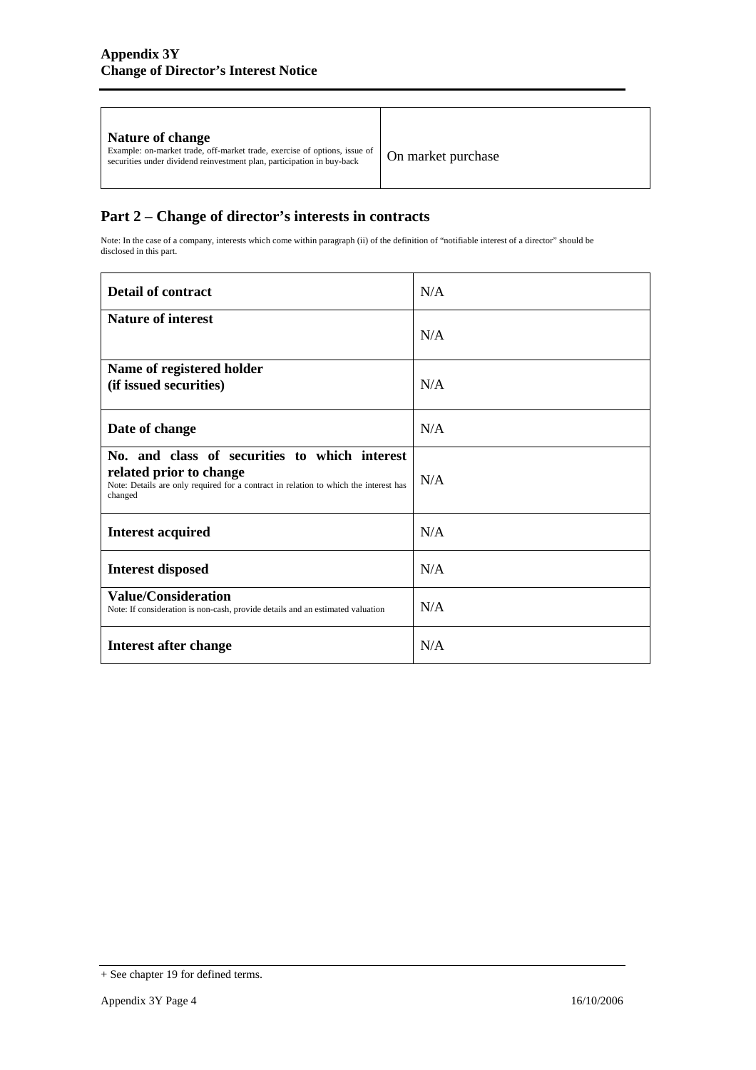| **Nature of change**<br>Example: on-market trade, off-market trade, exercise of options, issue of securities under dividend reinvestment plan, participation in buy-back | On market purchase |
|---|---|

## Part 2 – Change of director's interests in contracts

Note: In the case of a company, interests which come within paragraph (ii) of the definition of "notifiable interest of a director" should be disclosed in this part.

| **Detail of contract** | N/A |
|---|---|
| **Nature of interest** | N/A |
| **Name of registered holder**<br>**(if issued securities)** | N/A |
| **Date of change** | N/A |
| **No. and class of securities to which interest related prior to change**<br>Note: Details are only required for a contract in relation to which the interest has changed | N/A |
| **Interest acquired** | N/A |
| **Interest disposed** | N/A |
| **Value/Consideration**<br>Note: If consideration is non-cash, provide details and an estimated valuation | N/A |
| **Interest after change** | N/A |

+ See chapter 19 for defined terms.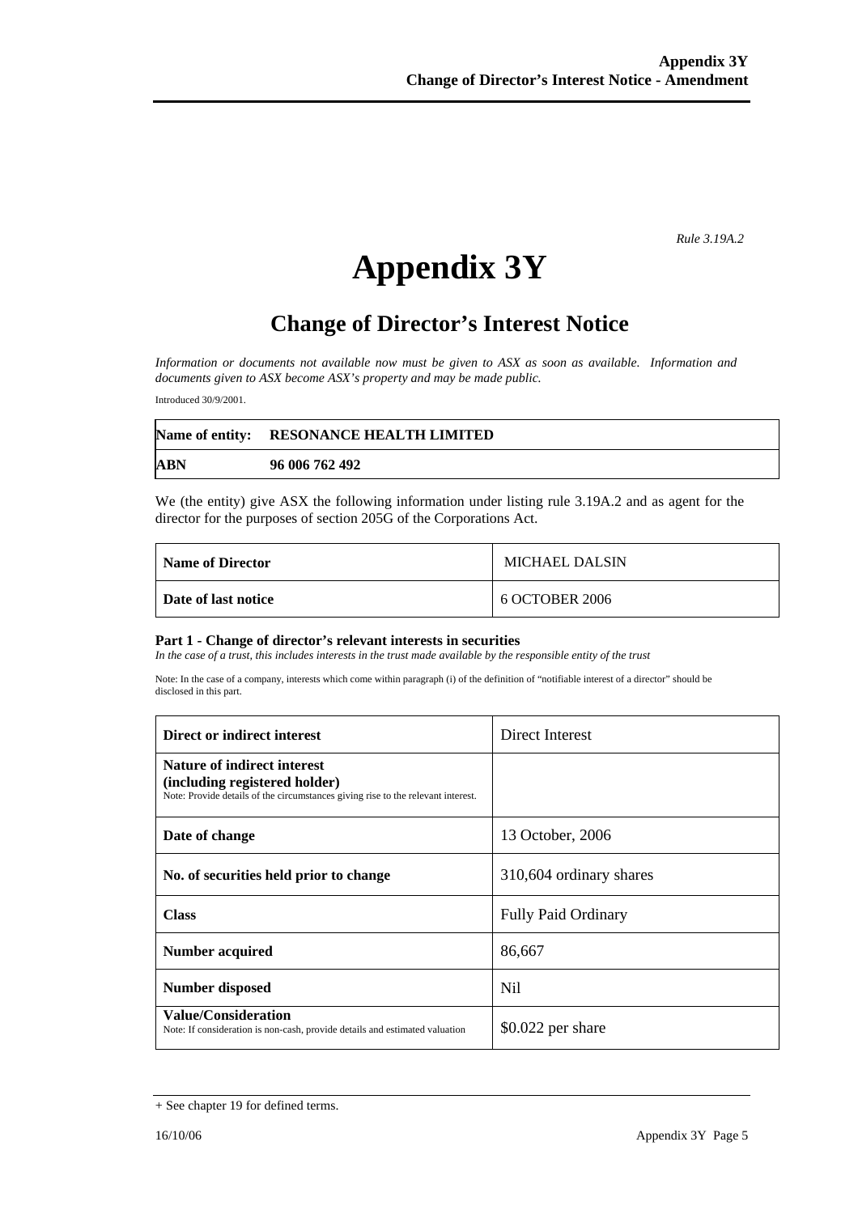*Rule 3.19A.2*

# Appendix 3Y

## Change of Director's Interest Notice

*Information or documents not available now must be given to ASX as soon as available. Information and documents given to ASX become ASX's property and may be made public.*

Introduced 30/9/2001.

| Name of entity: | RESONANCE HEALTH LIMITED |
|---|---|
| ABN | 96 006 762 492 |

We (the entity) give ASX the following information under listing rule 3.19A.2 and as agent for the director for the purposes of section 205G of the Corporations Act.

| Name of Director | MICHAEL DALSIN |
|---|---|
| Date of last notice | 6 OCTOBER 2006 |

**Part 1 - Change of director's relevant interests in securities**
*In the case of a trust, this includes interests in the trust made available by the responsible entity of the trust*

Note: In the case of a company, interests which come within paragraph (i) of the definition of "notifiable interest of a director" should be disclosed in this part.

| Direct or indirect interest | Direct Interest |
|---|---|
| **Nature of indirect interest (including registered holder)** Note: Provide details of the circumstances giving rise to the relevant interest. | |
| **Date of change** | 13 October, 2006 |
| **No. of securities held prior to change** | 310,604 ordinary shares |
| **Class** | Fully Paid Ordinary |
| **Number acquired** | 86,667 |
| **Number disposed** | Nil |
| **Value/Consideration** Note: If consideration is non-cash, provide details and estimated valuation | $0.022 per share |

+ See chapter 19 for defined terms.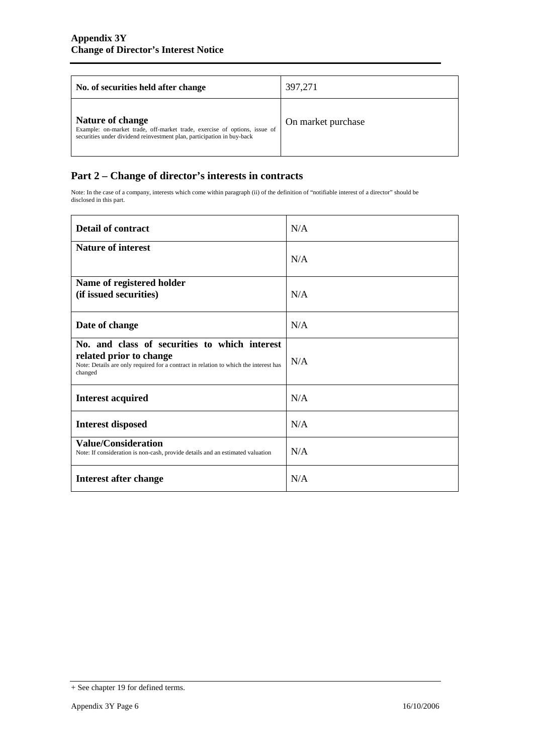| | |
|---|---|
| **No. of securities held after change** | 397,271 |
| **Nature of change**<br>Example: on-market trade, off-market trade, exercise of options, issue of securities under dividend reinvestment plan, participation in buy-back | On market purchase |

## Part 2 – Change of director's interests in contracts

Note: In the case of a company, interests which come within paragraph (ii) of the definition of "notifiable interest of a director" should be disclosed in this part.

| | |
|---|---|
| **Detail of contract** | N/A |
| **Nature of interest** | N/A |
| **Name of registered holder (if issued securities)** | N/A |
| **Date of change** | N/A |
| **No. and class of securities to which interest related prior to change**<br>Note: Details are only required for a contract in relation to which the interest has changed | N/A |
| **Interest acquired** | N/A |
| **Interest disposed** | N/A |
| **Value/Consideration**<br>Note: If consideration is non-cash, provide details and an estimated valuation | N/A |
| **Interest after change** | N/A |

+ See chapter 19 for defined terms.